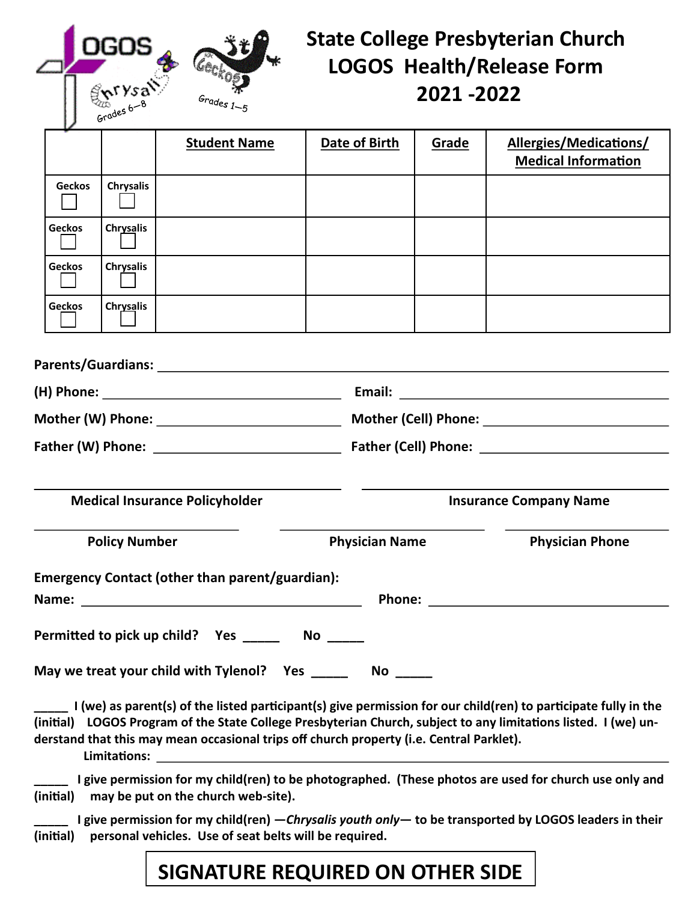# State College Presbyterian Church LOGOS Health/Release Form 2021 -2022

LOGOS Chrysalis Grades 6–8 | Geckos Grades 1–5

| | | Student Name | Date of Birth | Grade | Allergies/Medications/ Medical Information |
|---|---|---|---|---|---|
| Geckos ☐ | Chrysalis ☐ | | | | |
| Geckos ☐ | Chrysalis ☐ | | | | |
| Geckos ☐ | Chrysalis ☐ | | | | |
| Geckos ☐ | Chrysalis ☐ | | | | |

**Parents/Guardians:** ______________________________________________

**(H) Phone:** ______________________ **Email:** ______________________

**Mother (W) Phone:** ______________________ **Mother (Cell) Phone:** ______________________

**Father (W) Phone:** ______________________ **Father (Cell) Phone:** ______________________

______________________ ______________________

**Medical Insurance Policyholder** **Insurance Company Name**

______________________ ______________________ ______________________

**Policy Number** **Physician Name** **Physician Phone**

**Emergency Contact (other than parent/guardian):**

**Name:** ______________________ **Phone:** ______________________

**Permitted to pick up child? Yes _____ No _____**

**May we treat your child with Tylenol? Yes _____ No _____**

**_____ I (we) as parent(s) of the listed participant(s) give permission for our child(ren) to participate fully in the (initial) LOGOS Program of the State College Presbyterian Church, subject to any limitations listed. I (we) understand that this may mean occasional trips off church property (i.e. Central Parklet).**

**Limitations:** ______________________________________________

**_____ I give permission for my child(ren) to be photographed. (These photos are used for church use only and (initial) may be put on the church web-site).**

**_____ I give permission for my child(ren) —*Chrysalis youth only*— to be transported by LOGOS leaders in their (initial) personal vehicles. Use of seat belts will be required.**

**SIGNATURE REQUIRED ON OTHER SIDE**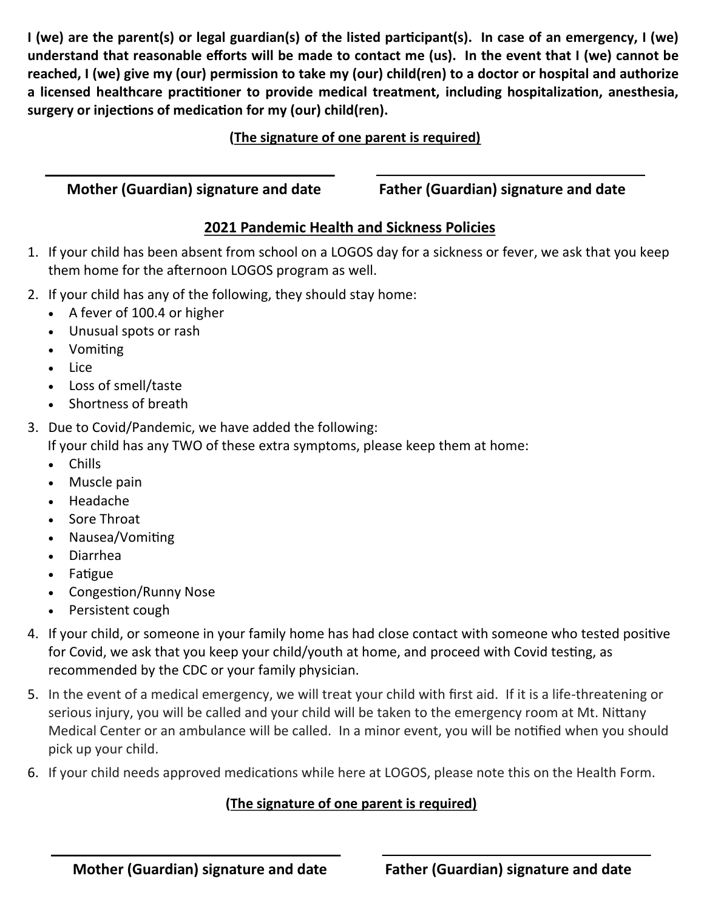**I (we) are the parent(s) or legal guardian(s) of the listed participant(s). In case of an emergency, I (we) understand that reasonable efforts will be made to contact me (us). In the event that I (we) cannot be reached, I (we) give my (our) permission to take my (our) child(ren) to a doctor or hospital and authorize a licensed healthcare practitioner to provide medical treatment, including hospitalization, anesthesia, surgery or injections of medication for my (our) child(ren).**

**(The signature of one parent is required)**

**Mother (Guardian) signature and date** | **Father (Guardian) signature and date**

## 2021 Pandemic Health and Sickness Policies

1. If your child has been absent from school on a LOGOS day for a sickness or fever, we ask that you keep them home for the afternoon LOGOS program as well.
2. If your child has any of the following, they should stay home:
   - A fever of 100.4 or higher
   - Unusual spots or rash
   - Vomiting
   - Lice
   - Loss of smell/taste
   - Shortness of breath
3. Due to Covid/Pandemic, we have added the following:
   If your child has any TWO of these extra symptoms, please keep them at home:
   - Chills
   - Muscle pain
   - Headache
   - Sore Throat
   - Nausea/Vomiting
   - Diarrhea
   - Fatigue
   - Congestion/Runny Nose
   - Persistent cough
4. If your child, or someone in your family home has had close contact with someone who tested positive for Covid, we ask that you keep your child/youth at home, and proceed with Covid testing, as recommended by the CDC or your family physician.
5. In the event of a medical emergency, we will treat your child with first aid. If it is a life-threatening or serious injury, you will be called and your child will be taken to the emergency room at Mt. Nittany Medical Center or an ambulance will be called. In a minor event, you will be notified when you should pick up your child.
6. If your child needs approved medications while here at LOGOS, please note this on the Health Form.

**(The signature of one parent is required)**

**Mother (Guardian) signature and date** | **Father (Guardian) signature and date**